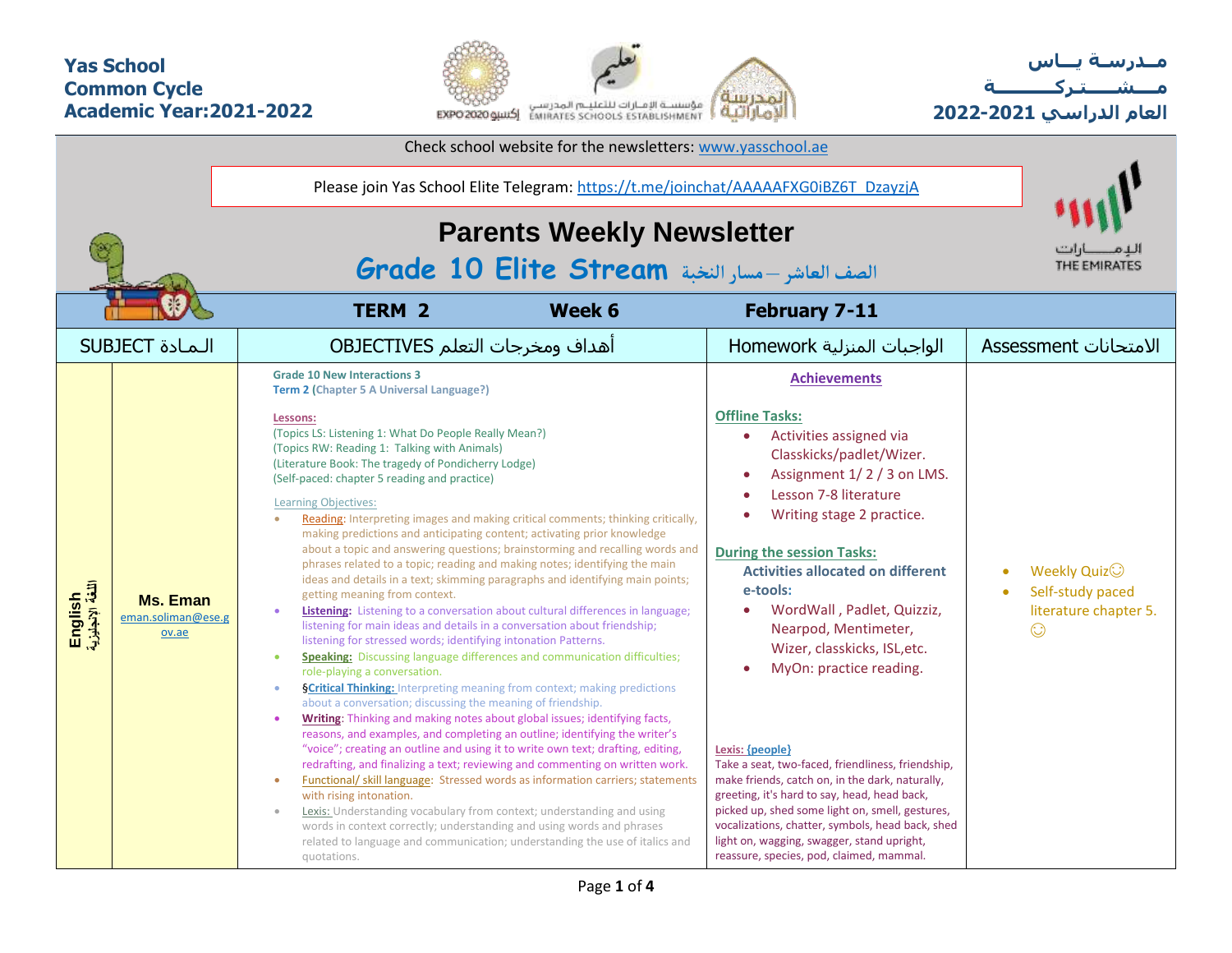**Yas School**
**Common Cycle**
**Academic Year:2021-2022**

**مـدرسـة يـاس**
**مـشـتـركـة**
**العام الدراسي 2021-2022**

Check school website for the newsletters: www.yasschool.ae

Please join Yas School Elite Telegram: https://t.me/joinchat/AAAAAFXG0iBZ6T_DzayzjA

# Parents Weekly Newsletter

## Grade 10 Elite Stream الصف العاشر – مسار النخبة

| TERM 2 | Week 6 | February 7-11 | |
|---|---|---|---|
| SUBJECT الـمـادة | OBJECTIVES أهداف ومخرجات التعلم | Homework الواجبات المنزلية | Assessment الامتحانات |
| English اللغة الإنجليزية<br>**Ms. Eman**<br>eman.soliman@ese.gov.ae | **Grade 10 New Interactions 3**<br>**Term 2 (Chapter 5 A Universal Language?)**<br><br>**Lessons:**<br>(Topics LS: Listening 1: What Do People Really Mean?)<br>(Topics RW: Reading 1: Talking with Animals)<br>(Literature Book: The tragedy of Pondicherry Lodge)<br>(Self-paced: chapter 5 reading and practice)<br><br>Learning Objectives:<br>• Reading: Interpreting images and making critical comments; thinking critically, making predictions and anticipating content; activating prior knowledge about a topic and answering questions; brainstorming and recalling words and phrases related to a topic; reading and making notes; identifying the main ideas and details in a text; skimming paragraphs and identifying main points; getting meaning from context.<br>• **Listening:** Listening to a conversation about cultural differences in language; listening for main ideas and details in a conversation about friendship; listening for stressed words; identifying intonation Patterns.<br>• **Speaking:** Discussing language differences and communication difficulties; role-playing a conversation.<br>• §**Critical Thinking:** Interpreting meaning from context; making predictions about a conversation; discussing the meaning of friendship.<br>• **Writing**: Thinking and making notes about global issues; identifying facts, reasons, and examples, and completing an outline; identifying the writer's "voice"; creating an outline and using it to write own text; drafting, editing, redrafting, and finalizing a text; reviewing and commenting on written work.<br>• Functional/ skill language: Stressed words as information carriers; statements with rising intonation.<br>• Lexis: Understanding vocabulary from context; understanding and using words in context correctly; understanding and using words and phrases related to language and communication; understanding the use of italics and quotations. | **Achievements**<br><br>**Offline Tasks:**<br>• Activities assigned via Classkicks/padlet/Wizer.<br>• Assignment 1/ 2 / 3 on LMS.<br>• Lesson 7-8 literature<br>• Writing stage 2 practice.<br><br>**During the session Tasks:**<br>**Activities allocated on different e-tools:**<br>• WordWall , Padlet, Quizziz, Nearpod, Mentimeter, Wizer, classkicks, ISL,etc.<br>• MyOn: practice reading.<br><br>**Lexis: {people}**<br>Take a seat, two-faced, friendliness, friendship, make friends, catch on, in the dark, naturally, greeting, it's hard to say, head, head back, picked up, shed some light on, smell, gestures, vocalizations, chatter, symbols, head back, shed light on, wagging, swagger, stand upright, reassure, species, pod, claimed, mammal. | • Weekly Quiz☺<br>• Self-study paced literature chapter 5. ☺ |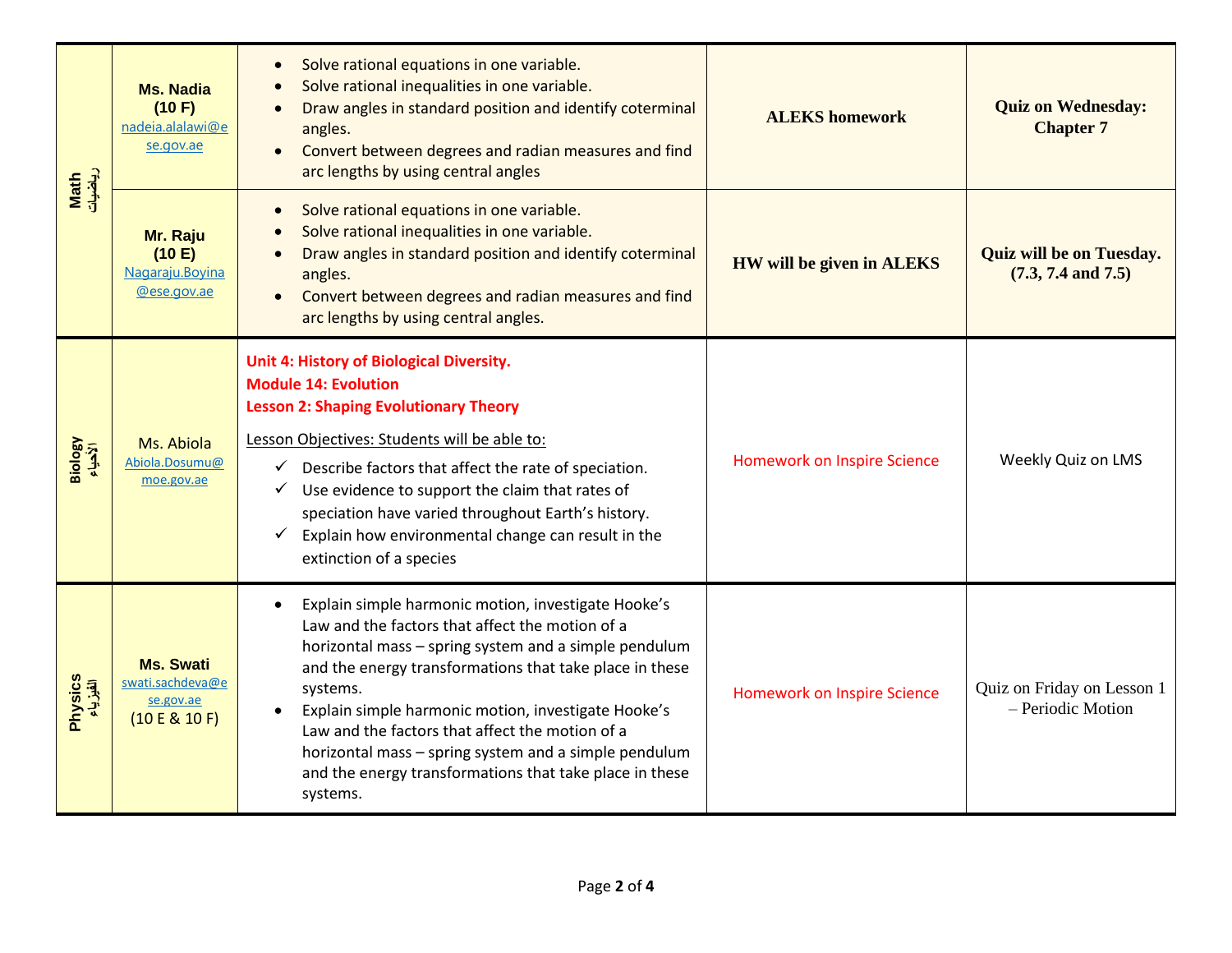| | | | | |
|---|---|---|---|---|
| **Math**<br>رياضيات | **Ms. Nadia**<br>**(10 F)**<br>nadeia.alalawi@ese.gov.ae | • Solve rational equations in one variable.<br>• Solve rational inequalities in one variable.<br>• Draw angles in standard position and identify coterminal angles.<br>• Convert between degrees and radian measures and find arc lengths by using central angles | **ALEKS homework** | **Quiz on Wednesday: Chapter 7** |
| | **Mr. Raju**<br>**(10 E)**<br>Nagaraju.Boyina@ese.gov.ae | • Solve rational equations in one variable.<br>• Solve rational inequalities in one variable.<br>• Draw angles in standard position and identify coterminal angles.<br>• Convert between degrees and radian measures and find arc lengths by using central angles. | **HW will be given in ALEKS** | **Quiz will be on Tuesday. (7.3, 7.4 and 7.5)** |
| **Biology**<br>الأحياء | Ms. Abiola<br>Abiola.Dosumu@moe.gov.ae | **Unit 4: History of Biological Diversity.**<br>**Module 14: Evolution**<br>**Lesson 2: Shaping Evolutionary Theory**<br>Lesson Objectives: Students will be able to:<br>✓ Describe factors that affect the rate of speciation.<br>✓ Use evidence to support the claim that rates of speciation have varied throughout Earth's history.<br>✓ Explain how environmental change can result in the extinction of a species | Homework on Inspire Science | Weekly Quiz on LMS |
| **Physics**<br>الفيزياء | **Ms. Swati**<br>swati.sachdeva@ese.gov.ae<br>(10 E & 10 F) | • Explain simple harmonic motion, investigate Hooke's Law and the factors that affect the motion of a horizontal mass – spring system and a simple pendulum and the energy transformations that take place in these systems.<br>• Explain simple harmonic motion, investigate Hooke's Law and the factors that affect the motion of a horizontal mass – spring system and a simple pendulum and the energy transformations that take place in these systems. | Homework on Inspire Science | Quiz on Friday on Lesson 1 – Periodic Motion |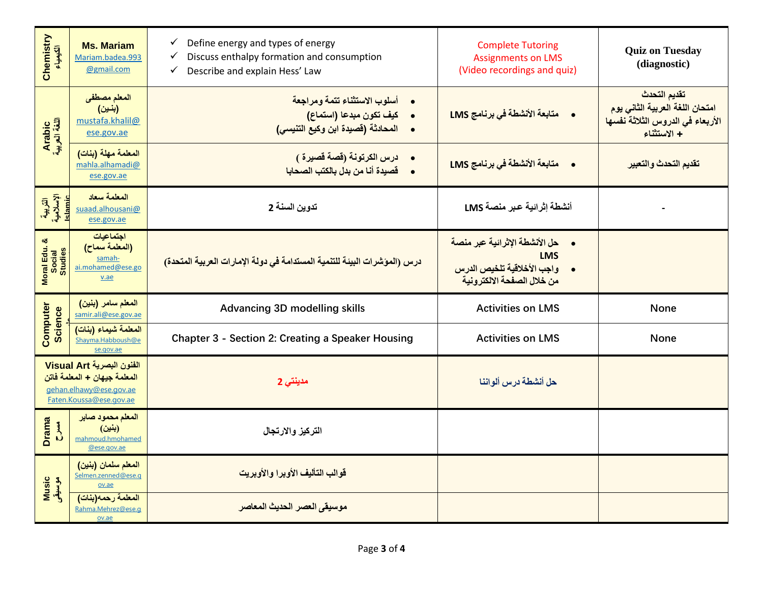| | | | | |
|---|---|---|---|---|
| Chemistry الكيمياء | **Ms. Mariam** Mariam.badea.993@gmail.com | ✓ Define energy and types of energy<br>✓ Discuss enthalpy formation and consumption<br>✓ Describe and explain Hess' Law | Complete Tutoring Assignments on LMS (Video recordings and quiz) | **Quiz on Tuesday (diagnostic)** |
| Arabic اللغة العربية | **المعلم مصطفى (بنـين)** mustafa.khalil@ese.gov.ae | • أسلوب الاستثناء تتمة ومراجعة<br>• كيف تكون مبدعا (استماع)<br>• المحادثة (قصيدة ابن وكيع التنيسي) | • متابعة الأنشطة في برنامج LMS | تقديم التحدث<br>امتحان اللغة العربية الثاني يوم الأربعاء في الدروس الثلاثة نفسها + الاستثناء |
| | **المعلمة مهلة (بنات)** mahla.alhamadi@ese.gov.ae | • درس الكرتونة (قصة قصيرة )<br>• قصيدة أنا من بدل بالكتب الصحابا | • متابعة الأنشطة في برنامج LMS | تقديم التحدث والتعبير |
| التربية الإسلامية Islamic | **المعلمة سعاد** suaad.alhousani@ese.gov.ae | تدوين السنة 2 | أنشطة إثرائية عبر منصة LMS | - |
| Moral Edu. & Social Studies | **اجتماعيات (المعلمة سماح)** samah-ai.mohamed@ese.gov.ae | درس (المؤشرات البيئة للتنمية المستدامة في دولة الإمارات العربية المتحدة) | • حل الأنشطة الإثرائية عبر منصة LMS<br>• واجب الأخلاقية تلخيص الدرس من خلال الصفحة الالكترونية | |
| Computer Science | **المعلم سامر (بنين)** samir.ali@ese.gov.ae | Advancing 3D modelling skills | Activities on LMS | None |
| | **المعلمة شيماء (بنات)** Shayma.Habboush@ese.gov.ae | Chapter 3 - Section 2: Creating a Speaker Housing | Activities on LMS | None |
| **Visual Art الفنون البصرية** | **المعلمة جيهان + المعلمة فاتن** gehan.elhawy@ese.gov.ae Faten.Koussa@ese.gov.ae | مدينتي 2 | حل أنشطة درس ألواننا | |
| Drama مسرح | **المعلم محمود صابر (بنين)** mahmoud.hmohamed@ese.gov.ae | التركيز والارتجال | | |
| Music موسيقى | **المعلم سلمان (بنين)** Selmen.zenned@ese.gov.ae | قوالب التأليف الأوبرا والأوبريت | | |
| | **المعلمة رحمه(بنات)** Rahma.Mehrez@ese.gov.ae | موسيقى العصر الحديث المعاصر | | |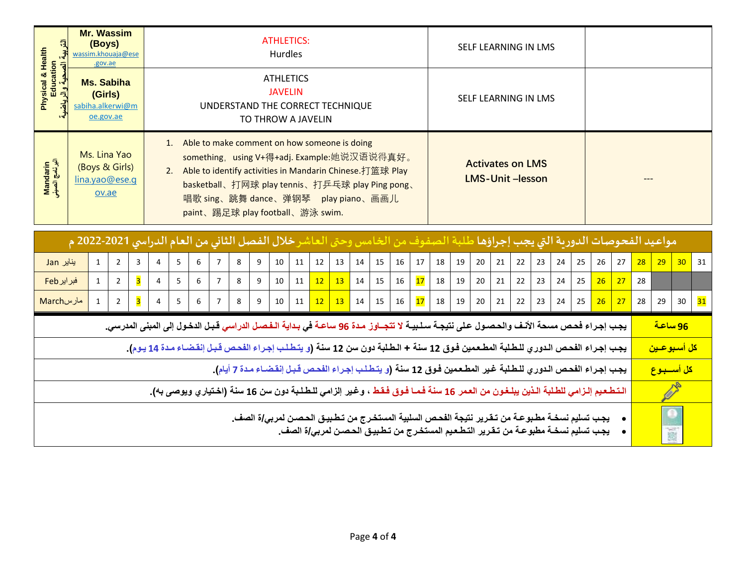| | | | | |
|---|---|---|---|---|
| Physical & Health Education التربية الصحية و الرياضية | Mr. Wassim (Boys) wassim.khouaja@ese.gov.ae | ATHLETICS: Hurdles | SELF LEARNING IN LMS | |
| | Ms. Sabiha (Girls) sabiha.alkerwi@moe.gov.ae | ATHLETICS JAVELIN UNDERSTAND THE CORRECT TECHNIQUE TO THROW A JAVELIN | SELF LEARNING IN LMS | |
| Mandarin البرنامج الصيني | Ms. Lina Yao (Boys & Girls) lina.yao@ese.gov.ae | 1. Able to make comment on how someone is doing something，using V+得+adj. Example:她说汉语说得真好。 2. Able to identify activities in Mandarin Chinese.打篮球 Play basketball、打网球 play tennis、打乒乓球 play Ping pong、唱歌 sing、跳舞 dance、弹钢琴　play piano、画画儿 paint、踢足球 play football、游泳 swim. | Activates on LMS LMS-Unit –lesson | --- |

## مواعيد الفحوصات الدورية التي يجب إجراؤها طلبة الصفوف من الخامس وحتى العاشر خلال الفصل الثاني من العام الدراسي 2021-2022 م

| | | | | | | | | | | | | | | | | | | | | | | | | | | | | | | | |
|---|---|---|---|---|---|---|---|---|---|---|---|---|---|---|---|---|---|---|---|---|---|---|---|---|---|---|---|---|---|---|---|
| Jan يناير | 1 | 2 | 3 | 4 | 5 | 6 | 7 | 8 | 9 | 10 | 11 | 12 | 13 | 14 | 15 | 16 | 17 | 18 | 19 | 20 | 21 | 22 | 23 | 24 | 25 | 26 | 27 | 28 | 29 | 30 | 31 |
| Feb فبراير | 1 | 2 | 3 | 4 | 5 | 6 | 7 | 8 | 9 | 10 | 11 | 12 | 13 | 14 | 15 | 16 | 17 | 18 | 19 | 20 | 21 | 22 | 23 | 24 | 25 | 26 | 27 | 28 | | | |
| March مارس | 1 | 2 | 3 | 4 | 5 | 6 | 7 | 8 | 9 | 10 | 11 | 12 | 13 | 14 | 15 | 16 | 17 | 18 | 19 | 20 | 21 | 22 | 23 | 24 | 25 | 26 | 27 | 28 | 29 | 30 | 31 |

| | |
|---|---|
| 96 ساعة | يجب إجراء فحص مسحة الأنف والحصول على نتيجة سلبية لا تتجاوز مدة 96 ساعة في بداية الفصل الدراسي قبل الدخول إلى المبنى المدرسي. |
| كل أسبوعين | يجب إجراء الفحص الدوري للطلبة المطعمين فوق 12 سنة + الطلبة دون سن 12 سنة (و يتطلب إجراء الفحص قبل إنقضاء مدة 14 يوم). |
| كل أسبوع | يجب إجراء الفحص الدوري للطلبة غير المطعمين فوق 12 سنة (و يتطلب إجراء الفحص قبل إنقضاء مدة 7 أيام). |
| | التطعيم إلزامي للطلبة الذين يبلغون من العمر 16 سنة فما فوق فقط ، وغير إلزامي للطلبة دون سن 16 سنة (اختياري ويوصى به). |
| | • يجب تسليم نسخة مطبوعة من تقرير نتيجة الفحص السلبية المستخرج من تطبيق الحصن لمربي/ة الصف. • يجب تسليم نسخة مطبوعة من تقرير التطعيم المستخرج من تطبيق الحصن لمربي/ة الصف. |